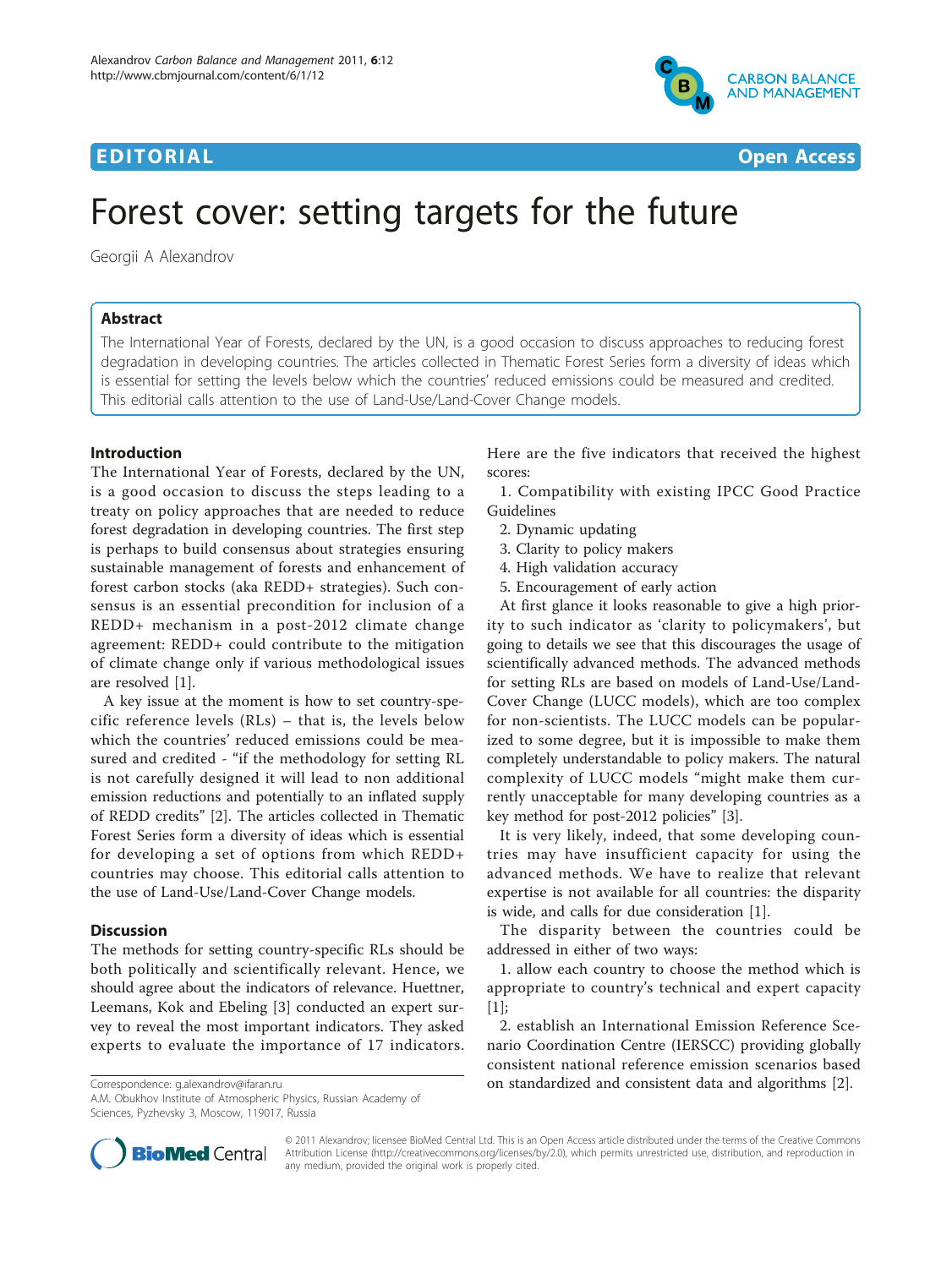EDITORIAL Open Access

# Forest cover: setting targets for the future

Georgii A Alexandrov

## Abstract

The International Year of Forests, declared by the UN, is a good occasion to discuss approaches to reducing forest degradation in developing countries. The articles collected in Thematic Forest Series form a diversity of ideas which is essential for setting the levels below which the countries' reduced emissions could be measured and credited. This editorial calls attention to the use of Land-Use/Land-Cover Change models.

## Introduction

The International Year of Forests, declared by the UN, is a good occasion to discuss the steps leading to a treaty on policy approaches that are needed to reduce forest degradation in developing countries. The first step is perhaps to build consensus about strategies ensuring sustainable management of forests and enhancement of forest carbon stocks (aka REDD+ strategies). Such consensus is an essential precondition for inclusion of a REDD+ mechanism in a post-2012 climate change agreement: REDD+ could contribute to the mitigation of climate change only if various methodological issues are resolved [1].

A key issue at the moment is how to set country-specific reference levels (RLs) – that is, the levels below which the countries' reduced emissions could be measured and credited - "if the methodology for setting RL is not carefully designed it will lead to non additional emission reductions and potentially to an inflated supply of REDD credits" [2]. The articles collected in Thematic Forest Series form a diversity of ideas which is essential for developing a set of options from which REDD+ countries may choose. This editorial calls attention to the use of Land-Use/Land-Cover Change models.

## Discussion

The methods for setting country-specific RLs should be both politically and scientifically relevant. Hence, we should agree about the indicators of relevance. Huettner, Leemans, Kok and Ebeling [3] conducted an expert survey to reveal the most important indicators. They asked experts to evaluate the importance of 17 indicators. Here are the five indicators that received the highest scores:

1. Compatibility with existing IPCC Good Practice Guidelines
2. Dynamic updating
3. Clarity to policy makers
4. High validation accuracy
5. Encouragement of early action

At first glance it looks reasonable to give a high priority to such indicator as 'clarity to policymakers', but going to details we see that this discourages the usage of scientifically advanced methods. The advanced methods for setting RLs are based on models of Land-Use/Land-Cover Change (LUCC models), which are too complex for non-scientists. The LUCC models can be popularized to some degree, but it is impossible to make them completely understandable to policy makers. The natural complexity of LUCC models "might make them currently unacceptable for many developing countries as a key method for post-2012 policies" [3].

It is very likely, indeed, that some developing countries may have insufficient capacity for using the advanced methods. We have to realize that relevant expertise is not available for all countries: the disparity is wide, and calls for due consideration [1].

The disparity between the countries could be addressed in either of two ways:

1. allow each country to choose the method which is appropriate to country's technical and expert capacity [1];
2. establish an International Emission Reference Scenario Coordination Centre (IERSCC) providing globally consistent national reference emission scenarios based on standardized and consistent data and algorithms [2].

Correspondence: g.alexandrov@ifaran.ru
A.M. Obukhov Institute of Atmospheric Physics, Russian Academy of Sciences, Pyzhevsky 3, Moscow, 119017, Russia

© 2011 Alexandrov; licensee BioMed Central Ltd. This is an Open Access article distributed under the terms of the Creative Commons Attribution License (http://creativecommons.org/licenses/by/2.0), which permits unrestricted use, distribution, and reproduction in any medium, provided the original work is properly cited.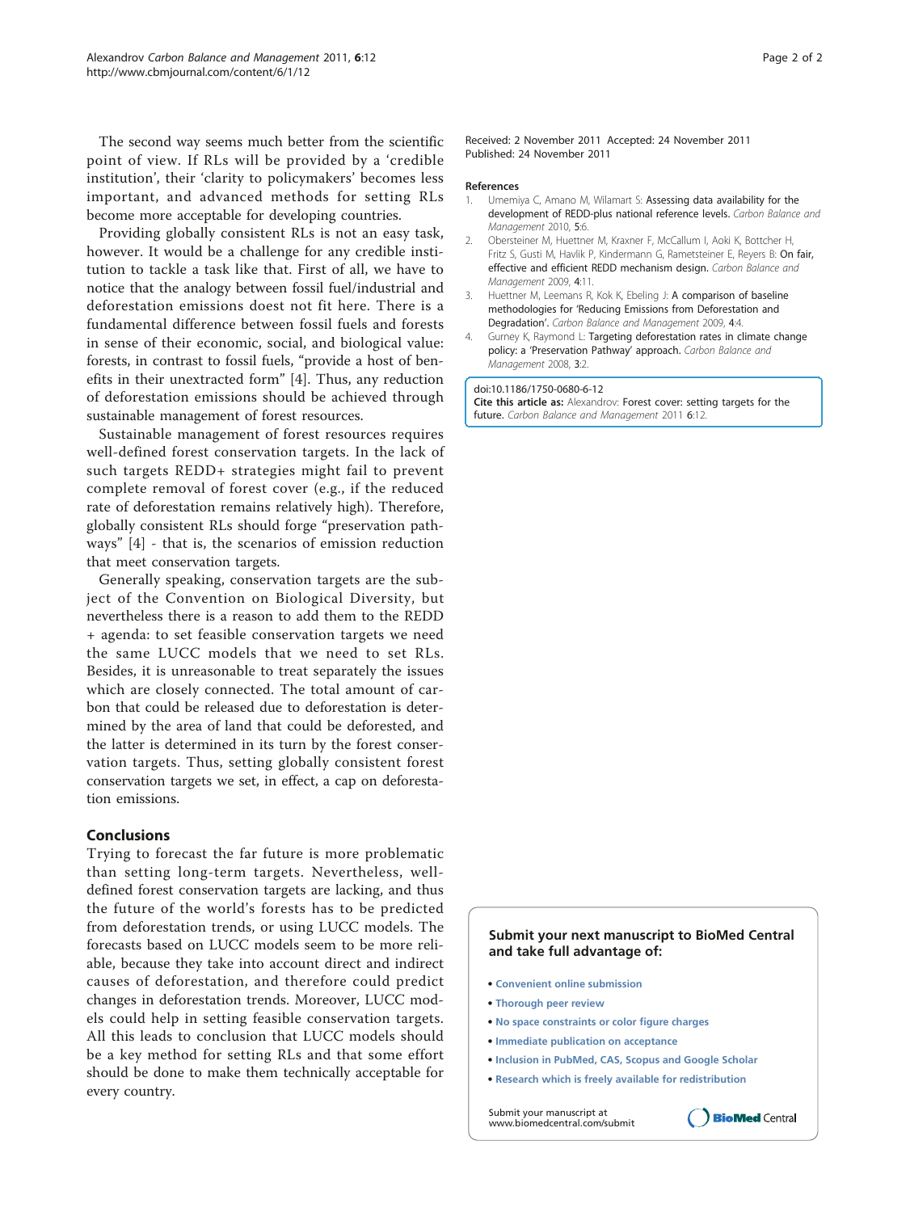The second way seems much better from the scientific point of view. If RLs will be provided by a 'credible institution', their 'clarity to policymakers' becomes less important, and advanced methods for setting RLs become more acceptable for developing countries.

Providing globally consistent RLs is not an easy task, however. It would be a challenge for any credible institution to tackle a task like that. First of all, we have to notice that the analogy between fossil fuel/industrial and deforestation emissions doest not fit here. There is a fundamental difference between fossil fuels and forests in sense of their economic, social, and biological value: forests, in contrast to fossil fuels, "provide a host of benefits in their unextracted form" [4]. Thus, any reduction of deforestation emissions should be achieved through sustainable management of forest resources.

Sustainable management of forest resources requires well-defined forest conservation targets. In the lack of such targets REDD+ strategies might fail to prevent complete removal of forest cover (e.g., if the reduced rate of deforestation remains relatively high). Therefore, globally consistent RLs should forge "preservation pathways" [4] - that is, the scenarios of emission reduction that meet conservation targets.

Generally speaking, conservation targets are the subject of the Convention on Biological Diversity, but nevertheless there is a reason to add them to the REDD + agenda: to set feasible conservation targets we need the same LUCC models that we need to set RLs. Besides, it is unreasonable to treat separately the issues which are closely connected. The total amount of carbon that could be released due to deforestation is determined by the area of land that could be deforested, and the latter is determined in its turn by the forest conservation targets. Thus, setting globally consistent forest conservation targets we set, in effect, a cap on deforestation emissions.

## Conclusions

Trying to forecast the far future is more problematic than setting long-term targets. Nevertheless, well-defined forest conservation targets are lacking, and thus the future of the world's forests has to be predicted from deforestation trends, or using LUCC models. The forecasts based on LUCC models seem to be more reliable, because they take into account direct and indirect causes of deforestation, and therefore could predict changes in deforestation trends. Moreover, LUCC models could help in setting feasible conservation targets. All this leads to conclusion that LUCC models should be a key method for setting RLs and that some effort should be done to make them technically acceptable for every country.

Received: 2 November 2011 Accepted: 24 November 2011
Published: 24 November 2011

## References

1. Umemiya C, Amano M, Wilamart S: **Assessing data availability for the development of REDD-plus national reference levels.** *Carbon Balance and Management* 2010, **5**:6.
2. Obersteiner M, Huettner M, Kraxner F, McCallum I, Aoki K, Bottcher H, Fritz S, Gusti M, Havlik P, Kindermann G, Rametsteiner E, Reyers B: **On fair, effective and efficient REDD mechanism design.** *Carbon Balance and Management* 2009, **4**:11.
3. Huettner M, Leemans R, Kok K, Ebeling J: **A comparison of baseline methodologies for 'Reducing Emissions from Deforestation and Degradation'.** *Carbon Balance and Management* 2009, **4**:4.
4. Gurney K, Raymond L: **Targeting deforestation rates in climate change policy: a 'Preservation Pathway' approach.** *Carbon Balance and Management* 2008, **3**:2.

doi:10.1186/1750-0680-6-12
**Cite this article as:** Alexandrov: Forest cover: setting targets for the future. *Carbon Balance and Management* 2011 **6**:12.